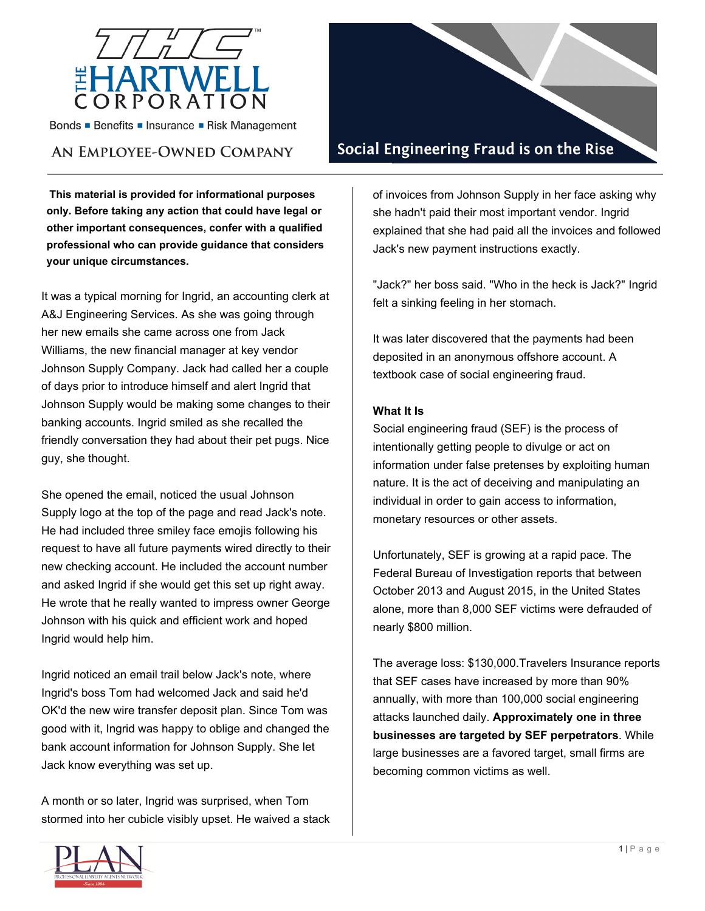# Social Engineering Fraud is on the Rise

THE HARTWELL CORPORATION

Bonds ■ Benefits ■ Insurance ■ Risk Management

AN EMPLOYEE-OWNED COMPANY

**This material is provided for informational purposes only. Before taking any action that could have legal or other important consequences, confer with a qualified professional who can provide guidance that considers your unique circumstances.**

It was a typical morning for Ingrid, an accounting clerk at A&J Engineering Services. As she was going through her new emails she came across one from Jack Williams, the new financial manager at key vendor Johnson Supply Company. Jack had called her a couple of days prior to introduce himself and alert Ingrid that Johnson Supply would be making some changes to their banking accounts. Ingrid smiled as she recalled the friendly conversation they had about their pet pugs. Nice guy, she thought.

She opened the email, noticed the usual Johnson Supply logo at the top of the page and read Jack's note. He had included three smiley face emojis following his request to have all future payments wired directly to their new checking account. He included the account number and asked Ingrid if she would get this set up right away. He wrote that he really wanted to impress owner George Johnson with his quick and efficient work and hoped Ingrid would help him.

Ingrid noticed an email trail below Jack's note, where Ingrid's boss Tom had welcomed Jack and said he'd OK'd the new wire transfer deposit plan. Since Tom was good with it, Ingrid was happy to oblige and changed the bank account information for Johnson Supply. She let Jack know everything was set up.

A month or so later, Ingrid was surprised, when Tom stormed into her cubicle visibly upset. He waived a stack of invoices from Johnson Supply in her face asking why she hadn't paid their most important vendor. Ingrid explained that she had paid all the invoices and followed Jack's new payment instructions exactly.

"Jack?" her boss said. "Who in the heck is Jack?" Ingrid felt a sinking feeling in her stomach.

It was later discovered that the payments had been deposited in an anonymous offshore account. A textbook case of social engineering fraud.

**What It Is**

Social engineering fraud (SEF) is the process of intentionally getting people to divulge or act on information under false pretenses by exploiting human nature. It is the act of deceiving and manipulating an individual in order to gain access to information, monetary resources or other assets.

Unfortunately, SEF is growing at a rapid pace. The Federal Bureau of Investigation reports that between October 2013 and August 2015, in the United States alone, more than 8,000 SEF victims were defrauded of nearly $800 million.

The average loss: $130,000.Travelers Insurance reports that SEF cases have increased by more than 90% annually, with more than 100,000 social engineering attacks launched daily. **Approximately one in three businesses are targeted by SEF perpetrators**. While large businesses are a favored target, small firms are becoming common victims as well.

PLAN PROFESSIONAL LIABILITY AGENTS NETWORK -Since 1984-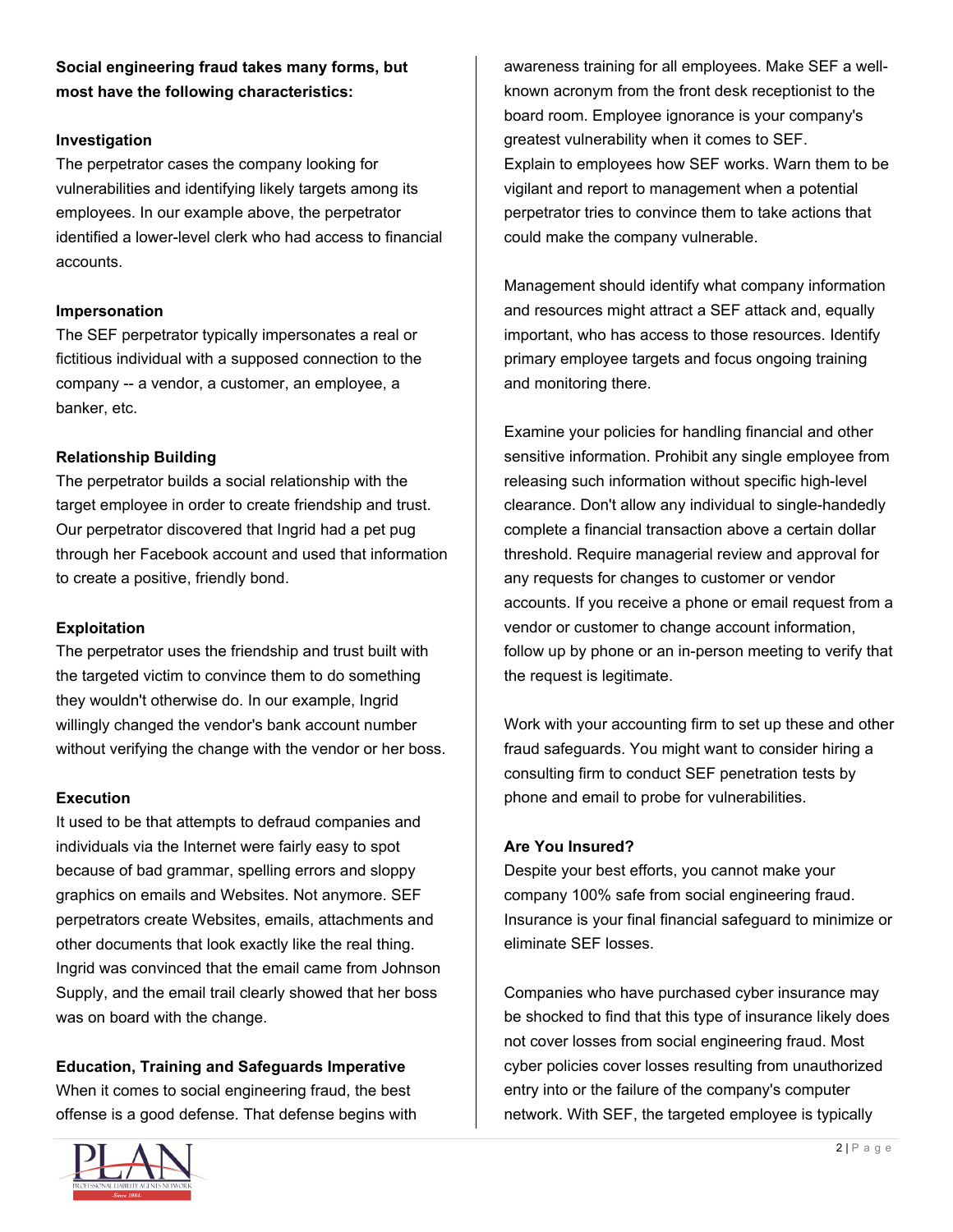**Social engineering fraud takes many forms, but most have the following characteristics:**

**Investigation**

The perpetrator cases the company looking for vulnerabilities and identifying likely targets among its employees. In our example above, the perpetrator identified a lower-level clerk who had access to financial accounts.

**Impersonation**

The SEF perpetrator typically impersonates a real or fictitious individual with a supposed connection to the company -- a vendor, a customer, an employee, a banker, etc.

**Relationship Building**

The perpetrator builds a social relationship with the target employee in order to create friendship and trust. Our perpetrator discovered that Ingrid had a pet pug through her Facebook account and used that information to create a positive, friendly bond.

**Exploitation**

The perpetrator uses the friendship and trust built with the targeted victim to convince them to do something they wouldn't otherwise do. In our example, Ingrid willingly changed the vendor's bank account number without verifying the change with the vendor or her boss.

**Execution**

It used to be that attempts to defraud companies and individuals via the Internet were fairly easy to spot because of bad grammar, spelling errors and sloppy graphics on emails and Websites. Not anymore. SEF perpetrators create Websites, emails, attachments and other documents that look exactly like the real thing. Ingrid was convinced that the email came from Johnson Supply, and the email trail clearly showed that her boss was on board with the change.

**Education, Training and Safeguards Imperative**

When it comes to social engineering fraud, the best offense is a good defense. That defense begins with awareness training for all employees. Make SEF a well-known acronym from the front desk receptionist to the board room. Employee ignorance is your company's greatest vulnerability when it comes to SEF.
Explain to employees how SEF works. Warn them to be vigilant and report to management when a potential perpetrator tries to convince them to take actions that could make the company vulnerable.

Management should identify what company information and resources might attract a SEF attack and, equally important, who has access to those resources. Identify primary employee targets and focus ongoing training and monitoring there.

Examine your policies for handling financial and other sensitive information. Prohibit any single employee from releasing such information without specific high-level clearance. Don't allow any individual to single-handedly complete a financial transaction above a certain dollar threshold. Require managerial review and approval for any requests for changes to customer or vendor accounts. If you receive a phone or email request from a vendor or customer to change account information, follow up by phone or an in-person meeting to verify that the request is legitimate.

Work with your accounting firm to set up these and other fraud safeguards. You might want to consider hiring a consulting firm to conduct SEF penetration tests by phone and email to probe for vulnerabilities.

**Are You Insured?**

Despite your best efforts, you cannot make your company 100% safe from social engineering fraud. Insurance is your final financial safeguard to minimize or eliminate SEF losses.

Companies who have purchased cyber insurance may be shocked to find that this type of insurance likely does not cover losses from social engineering fraud. Most cyber policies cover losses resulting from unauthorized entry into or the failure of the company's computer network. With SEF, the targeted employee is typically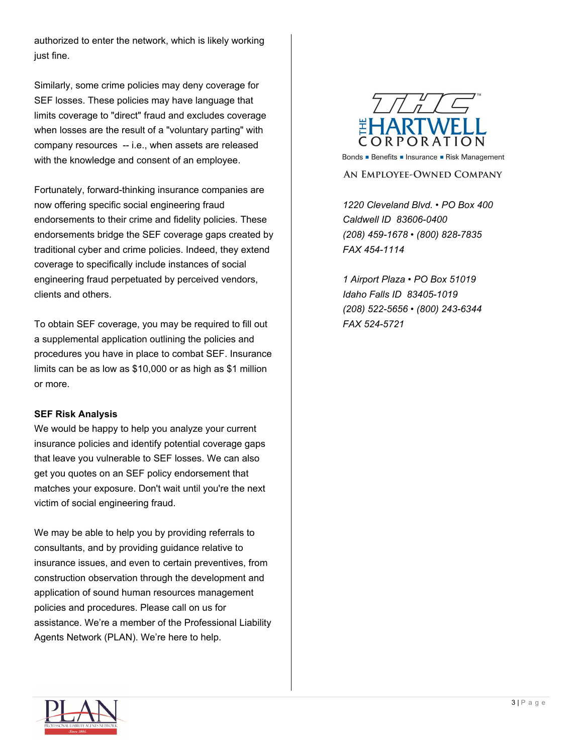authorized to enter the network, which is likely working just fine.

Similarly, some crime policies may deny coverage for SEF losses. These policies may have language that limits coverage to "direct" fraud and excludes coverage when losses are the result of a "voluntary parting" with company resources -- i.e., when assets are released with the knowledge and consent of an employee.

Fortunately, forward-thinking insurance companies are now offering specific social engineering fraud endorsements to their crime and fidelity policies. These endorsements bridge the SEF coverage gaps created by traditional cyber and crime policies. Indeed, they extend coverage to specifically include instances of social engineering fraud perpetuated by perceived vendors, clients and others.

To obtain SEF coverage, you may be required to fill out a supplemental application outlining the policies and procedures you have in place to combat SEF. Insurance limits can be as low as $10,000 or as high as $1 million or more.

**SEF Risk Analysis**

We would be happy to help you analyze your current insurance policies and identify potential coverage gaps that leave you vulnerable to SEF losses. We can also get you quotes on an SEF policy endorsement that matches your exposure. Don't wait until you're the next victim of social engineering fraud.

We may be able to help you by providing referrals to consultants, and by providing guidance relative to insurance issues, and even to certain preventives, from construction observation through the development and application of sound human resources management policies and procedures. Please call on us for assistance. We're a member of the Professional Liability Agents Network (PLAN). We're here to help.

THC THE HARTWELL CORPORATION

Bonds ▪ Benefits ▪ Insurance ▪ Risk Management

AN EMPLOYEE-OWNED COMPANY

*1220 Cleveland Blvd. • PO Box 400*
*Caldwell ID 83606-0400*
*(208) 459-1678 • (800) 828-7835*
*FAX 454-1114*

*1 Airport Plaza • PO Box 51019*
*Idaho Falls ID 83405-1019*
*(208) 522-5656 • (800) 243-6344*
*FAX 524-5721*

PLAN PROFESSIONAL LIABILITY AGENTS NETWORK -Since 1984-